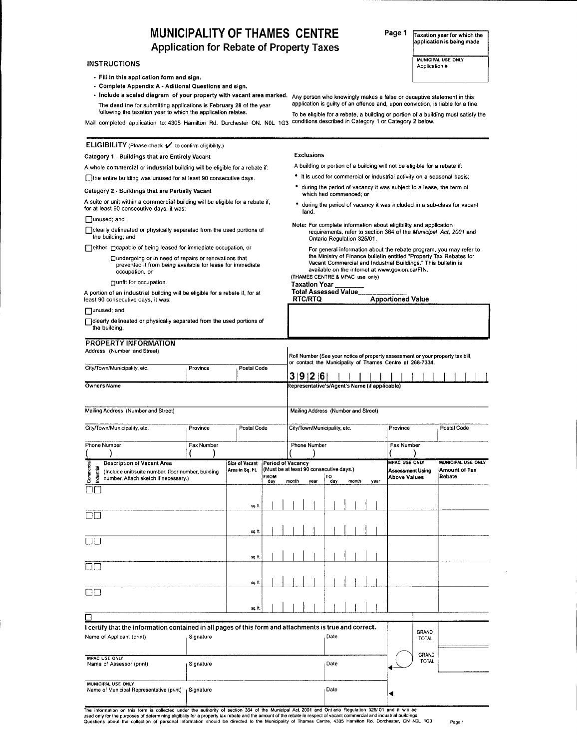# MUNICIPALITY OF THAMES CENTRE

## Application for Rebate of Property Taxes

Page 1

| Taxation year for which the application is being made |
|---|
| MUNICIPAL USE ONLY Application # |

### INSTRUCTIONS

- **Fill in this application form and sign.**
- **Complete Appendix A - Aditional Questions and sign.**
- **Include a scaled diagram of your property with vacant area marked.**

The deadline for submitting applications is **February 28** of the year following the taxation year to which the application relates.

Mail completed application to: 4305 Hamilton Rd. Dorchester ON. N0L 1G3

Any person who knowingly makes a false or deceptive statement in this application is guilty of an offence and, upon conviction, is liable for a fine.

To be eligible for a rebate, a building or portion of a building must satisfy the conditions described in Category 1 or Category 2 below.

### ELIGIBILITY (Please check ✔ to confirm eligibility.)

**Category 1 - Buildings that are Entirely Vacant**

A whole **commercial** or **industrial** building will be eligible for a rebate if:

☐ the entire building was unused for at least 90 consecutive days.

**Category 2 - Buildings that are Partially Vacant**

A suite or unit within a **commercial** building will be eligible for a rebate if, for at least 90 consecutive days, it was:

☐ unused; and

☐ clearly delineated or physically separated from the used portions of the building; and

☐ either ☐ capable of being leased for immediate occupation, or

☐ undergoing or in need of repairs or renovations that prevented it from being available for lease for immediate occupation, or

☐ unfit for occupation.

A portion of an **industrial** building will be eligible for a rebate if, for at least 90 consecutive days, it was:

☐ unused; and

☐ clearly delineated or physically separated from the used portions of the building.

**Exclusions**

A building or portion of a building will not be eligible for a rebate if:

- it is used for commercial or industrial activity on a seasonal basis;
- during the period of vacancy it was subject to a lease, the term of which had commenced; or
- during the period of vacancy it was included in a sub-class for vacant land.

Note: For complete information about eligibility and application requirements, refer to section 364 of the *Municipal Act, 2001* and Ontario Regulation 325/01.

For general information about the rebate program, you may refer to the Ministry of Finance bulletin entitled "Property Tax Rebates for Vacant Commercial and Industrial Buildings." This bulletin is available on the internet at www.gov.on.ca/FIN.

(THAMES CENTRE & MPAC use only)

**Taxation Year** ________

**Total Assessed Value** ____________

| RTC/RTQ | Apportioned Value |
|---|---|
| | |

### PROPERTY INFORMATION

| Address (Number and Street) | | | Roll Number (See your notice of property assessment or your property tax bill, or contact the Municipality of Thames Centre at 268-7334. |
|---|---|---|---|
| City/Town/Municipality, etc. | Province | Postal Code | 3 9 2 6 |
| Owner's Name | | | Representative's/Agent's Name (if applicable) |
| Mailing Address (Number and Street) | | | Mailing Address (Number and Street) |
| City/Town/Municipality, etc. | Province | Postal Code | City/Town/Municipality, etc. / Province / Postal Code |
| Phone Number ( ) | Fax Number ( ) | | Phone Number ( ) / Fax Number ( ) |

| Commercial | Industrial | Description of Vacant Area (Include unit/suite number, floor number, building number. Attach sketch if necessary.) | Size of Vacant Area in Sq. Ft. | Period of Vacancy (Must be at least 90 consecutive days.) FROM day month year | TO day month year | MPAC USE ONLY Assessment Using Above Values | MUNICIPAL USE ONLY Amount of Tax Rebate |
|---|---|---|---|---|---|---|---|
| ☐ | ☐ | | sq. ft. | | | | |
| ☐ | ☐ | | sq. ft. | | | | |
| ☐ | ☐ | | sq. ft. | | | | |
| ☐ | ☐ | | sq. ft. | | | | |
| ☐ | ☐ | | sq. ft. | | | | |
| ☐ | | | | | | | |

**I certify that the information contained in all pages of this form and attachments is true and correct.**

| Name of Applicant (print) | Signature | Date | GRAND TOTAL | |
|---|---|---|---|---|
| MPAC USE ONLY Name of Assessor (print) | Signature | Date | GRAND TOTAL | |
| MUNICIPAL USE ONLY Name of Municipal Representative (print) | Signature | Date | | |

The information on this form is collected under the authority of section 364 of the Municipal Act, 2001 and Ontario Regulation 325/01 and it will be used only for the purposes of determining eligibility for a property tax rebate and the amount of the rebate in respect of vacant commercial and industrial buildings. Questions about the collection of personal information should be directed to the Municipality of Thames Centre, 4305 Hamilton Rd. Dorchester, ON N0L 1G3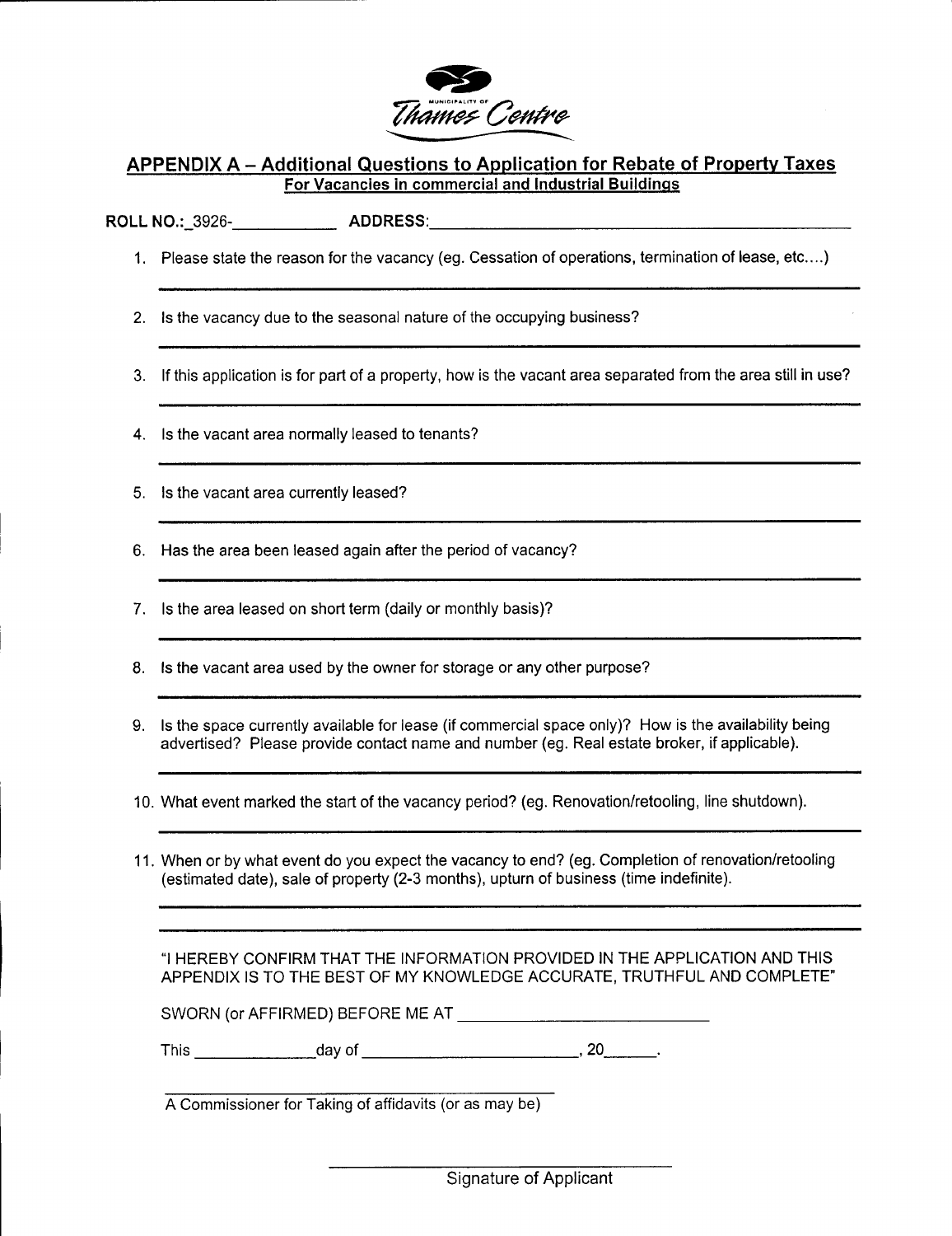Municipality of Thames Centre

## APPENDIX A – Additional Questions to Application for Rebate of Property Taxes

### For Vacancies in commercial and Industrial Buildings

**ROLL NO.:** 3926-\_\_\_\_\_\_\_\_\_\_\_\_ **ADDRESS:** \_\_\_\_\_\_\_\_\_\_\_\_\_\_\_\_\_\_\_\_\_\_\_\_\_\_\_\_\_\_\_\_\_\_\_\_\_\_\_\_

1. Please state the reason for the vacancy (eg. Cessation of operations, termination of lease, etc....)

   \_\_\_\_\_\_\_\_\_\_\_\_\_\_\_\_\_\_\_\_\_\_\_\_\_\_\_\_\_\_\_\_\_\_\_\_\_\_\_\_\_\_\_\_\_\_\_\_\_\_\_\_\_\_\_\_\_\_\_\_

2. Is the vacancy due to the seasonal nature of the occupying business?

   \_\_\_\_\_\_\_\_\_\_\_\_\_\_\_\_\_\_\_\_\_\_\_\_\_\_\_\_\_\_\_\_\_\_\_\_\_\_\_\_\_\_\_\_\_\_\_\_\_\_\_\_\_\_\_\_\_\_\_\_

3. If this application is for part of a property, how is the vacant area separated from the area still in use?

   \_\_\_\_\_\_\_\_\_\_\_\_\_\_\_\_\_\_\_\_\_\_\_\_\_\_\_\_\_\_\_\_\_\_\_\_\_\_\_\_\_\_\_\_\_\_\_\_\_\_\_\_\_\_\_\_\_\_\_\_

4. Is the vacant area normally leased to tenants?

   \_\_\_\_\_\_\_\_\_\_\_\_\_\_\_\_\_\_\_\_\_\_\_\_\_\_\_\_\_\_\_\_\_\_\_\_\_\_\_\_\_\_\_\_\_\_\_\_\_\_\_\_\_\_\_\_\_\_\_\_

5. Is the vacant area currently leased?

   \_\_\_\_\_\_\_\_\_\_\_\_\_\_\_\_\_\_\_\_\_\_\_\_\_\_\_\_\_\_\_\_\_\_\_\_\_\_\_\_\_\_\_\_\_\_\_\_\_\_\_\_\_\_\_\_\_\_\_\_

6. Has the area been leased again after the period of vacancy?

   \_\_\_\_\_\_\_\_\_\_\_\_\_\_\_\_\_\_\_\_\_\_\_\_\_\_\_\_\_\_\_\_\_\_\_\_\_\_\_\_\_\_\_\_\_\_\_\_\_\_\_\_\_\_\_\_\_\_\_\_

7. Is the area leased on short term (daily or monthly basis)?

   \_\_\_\_\_\_\_\_\_\_\_\_\_\_\_\_\_\_\_\_\_\_\_\_\_\_\_\_\_\_\_\_\_\_\_\_\_\_\_\_\_\_\_\_\_\_\_\_\_\_\_\_\_\_\_\_\_\_\_\_

8. Is the vacant area used by the owner for storage or any other purpose?

   \_\_\_\_\_\_\_\_\_\_\_\_\_\_\_\_\_\_\_\_\_\_\_\_\_\_\_\_\_\_\_\_\_\_\_\_\_\_\_\_\_\_\_\_\_\_\_\_\_\_\_\_\_\_\_\_\_\_\_\_

9. Is the space currently available for lease (if commercial space only)? How is the availability being advertised? Please provide contact name and number (eg. Real estate broker, if applicable).

   \_\_\_\_\_\_\_\_\_\_\_\_\_\_\_\_\_\_\_\_\_\_\_\_\_\_\_\_\_\_\_\_\_\_\_\_\_\_\_\_\_\_\_\_\_\_\_\_\_\_\_\_\_\_\_\_\_\_\_\_

10. What event marked the start of the vacancy period? (eg. Renovation/retooling, line shutdown).

    \_\_\_\_\_\_\_\_\_\_\_\_\_\_\_\_\_\_\_\_\_\_\_\_\_\_\_\_\_\_\_\_\_\_\_\_\_\_\_\_\_\_\_\_\_\_\_\_\_\_\_\_\_\_\_\_\_\_\_\_

11. When or by what event do you expect the vacancy to end? (eg. Completion of renovation/retooling (estimated date), sale of property (2-3 months), upturn of business (time indefinite).

    \_\_\_\_\_\_\_\_\_\_\_\_\_\_\_\_\_\_\_\_\_\_\_\_\_\_\_\_\_\_\_\_\_\_\_\_\_\_\_\_\_\_\_\_\_\_\_\_\_\_\_\_\_\_\_\_\_\_\_\_

    \_\_\_\_\_\_\_\_\_\_\_\_\_\_\_\_\_\_\_\_\_\_\_\_\_\_\_\_\_\_\_\_\_\_\_\_\_\_\_\_\_\_\_\_\_\_\_\_\_\_\_\_\_\_\_\_\_\_\_\_

"I HEREBY CONFIRM THAT THE INFORMATION PROVIDED IN THE APPLICATION AND THIS APPENDIX IS TO THE BEST OF MY KNOWLEDGE ACCURATE, TRUTHFUL AND COMPLETE"

SWORN (or AFFIRMED) BEFORE ME AT \_\_\_\_\_\_\_\_\_\_\_\_\_\_\_\_\_\_\_\_\_\_\_\_\_\_\_\_

This \_\_\_\_\_\_\_\_\_\_\_\_\_\_ day of \_\_\_\_\_\_\_\_\_\_\_\_\_\_\_\_\_\_\_\_\_\_\_\_, 20\_\_\_\_\_\_.

\_\_\_\_\_\_\_\_\_\_\_\_\_\_\_\_\_\_\_\_\_\_\_\_\_\_\_\_\_\_\_\_\_\_\_\_\_\_\_\_

A Commissioner for Taking of affidavits (or as may be)

\_\_\_\_\_\_\_\_\_\_\_\_\_\_\_\_\_\_\_\_\_\_\_\_\_\_\_\_\_\_\_\_\_\_\_\_\_\_\_\_

Signature of Applicant